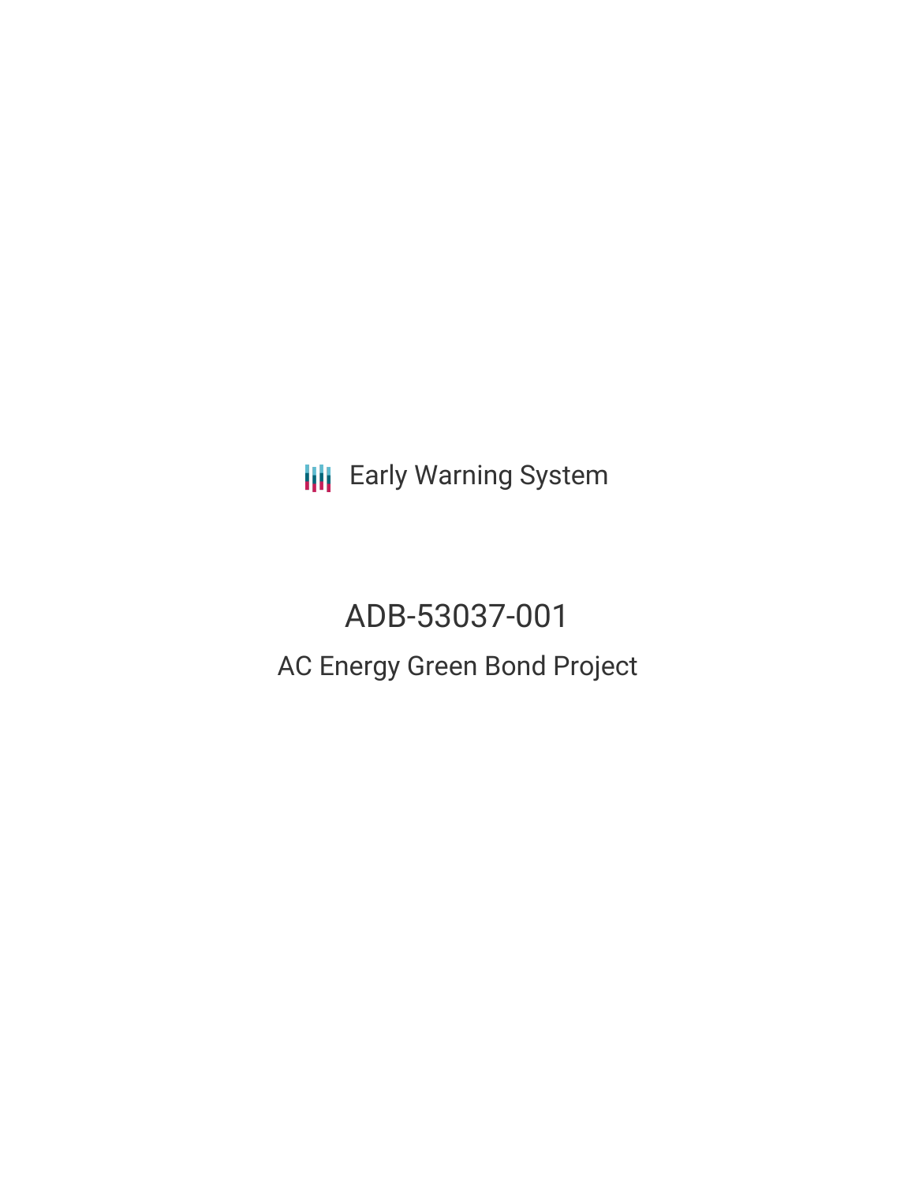Early Warning System

# ADB-53037-001

## AC Energy Green Bond Project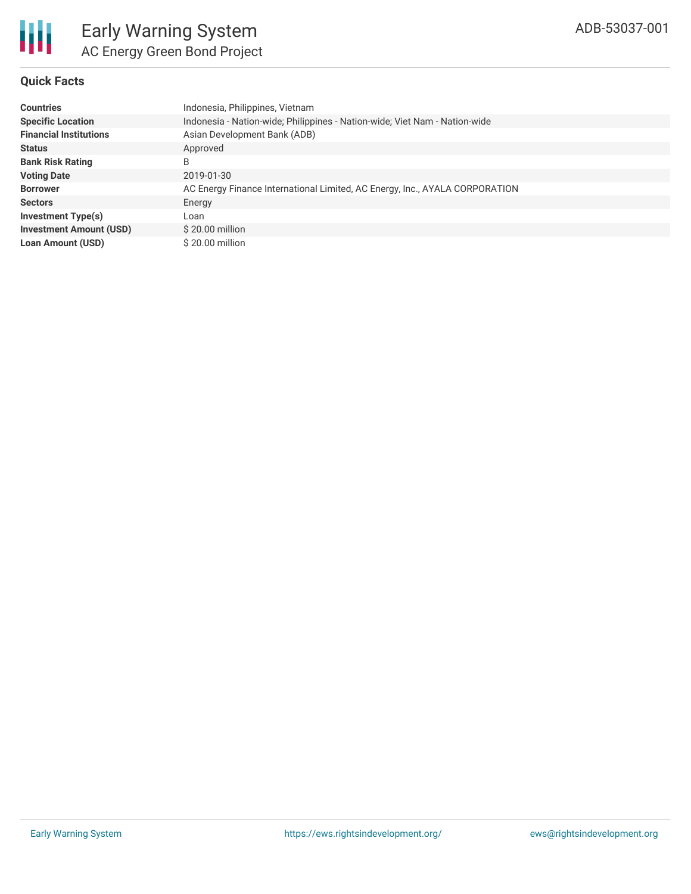# Early Warning System

## AC Energy Green Bond Project

ADB-53037-001

### Quick Facts

| | |
|---|---|
| **Countries** | Indonesia, Philippines, Vietnam |
| **Specific Location** | Indonesia - Nation-wide; Philippines - Nation-wide; Viet Nam - Nation-wide |
| **Financial Institutions** | Asian Development Bank (ADB) |
| **Status** | Approved |
| **Bank Risk Rating** | B |
| **Voting Date** | 2019-01-30 |
| **Borrower** | AC Energy Finance International Limited, AC Energy, Inc., AYALA CORPORATION |
| **Sectors** | Energy |
| **Investment Type(s)** | Loan |
| **Investment Amount (USD)** | $ 20.00 million |
| **Loan Amount (USD)** | $ 20.00 million |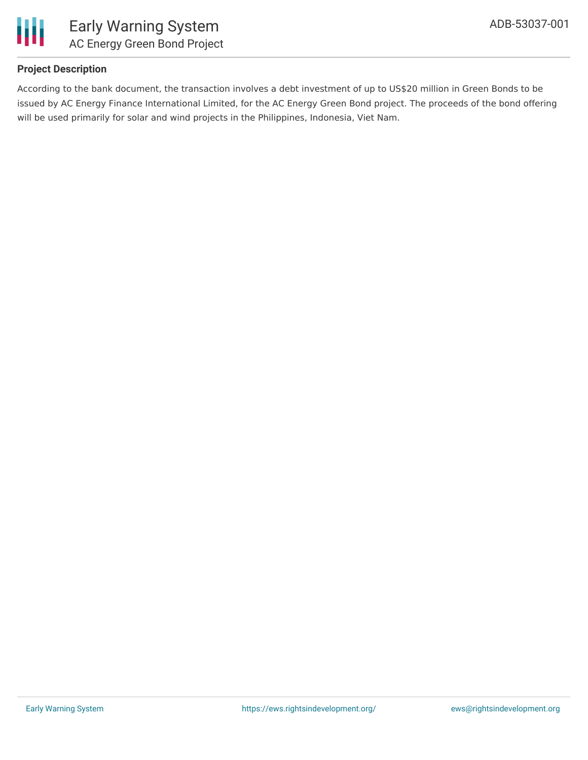## Project Description

According to the bank document, the transaction involves a debt investment of up to US$20 million in Green Bonds to be issued by AC Energy Finance International Limited, for the AC Energy Green Bond project. The proceeds of the bond offering will be used primarily for solar and wind projects in the Philippines, Indonesia, Viet Nam.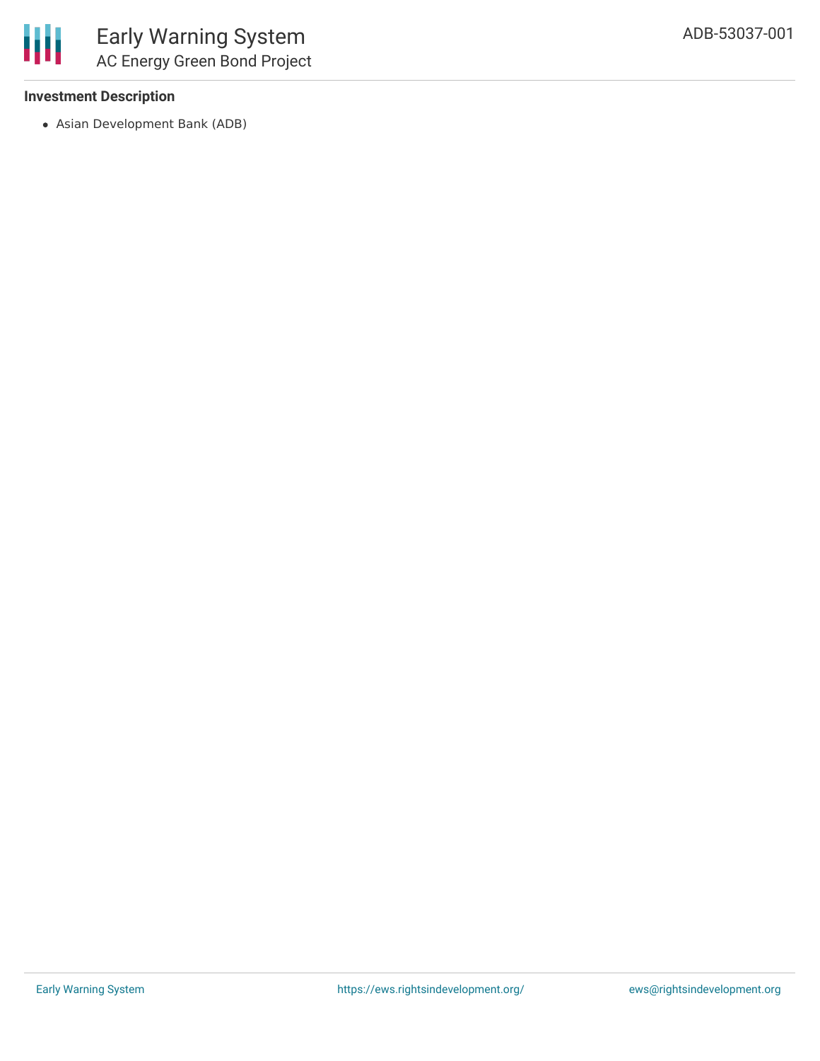### Investment Description

- Asian Development Bank (ADB)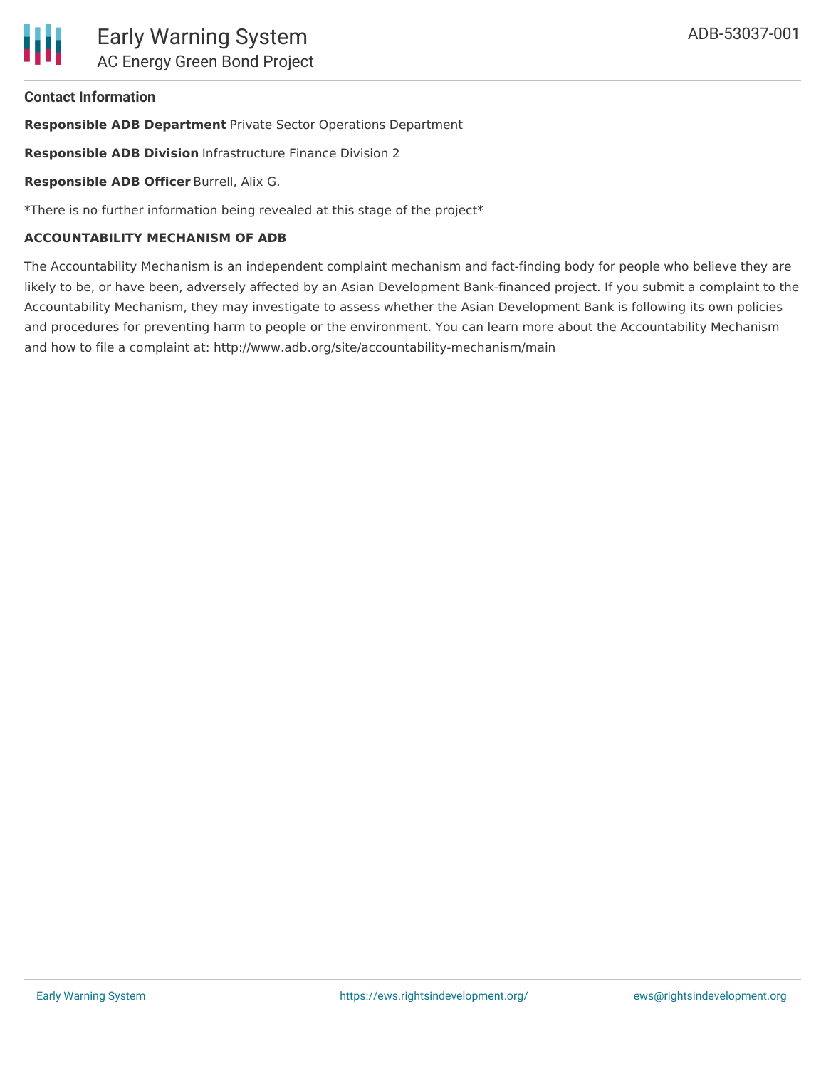### Contact Information

**Responsible ADB Department** Private Sector Operations Department

**Responsible ADB Division** Infrastructure Finance Division 2

**Responsible ADB Officer** Burrell, Alix G.

*There is no further information being revealed at this stage of the project*

**ACCOUNTABILITY MECHANISM OF ADB**

The Accountability Mechanism is an independent complaint mechanism and fact-finding body for people who believe they are likely to be, or have been, adversely affected by an Asian Development Bank-financed project. If you submit a complaint to the Accountability Mechanism, they may investigate to assess whether the Asian Development Bank is following its own policies and procedures for preventing harm to people or the environment. You can learn more about the Accountability Mechanism and how to file a complaint at: http://www.adb.org/site/accountability-mechanism/main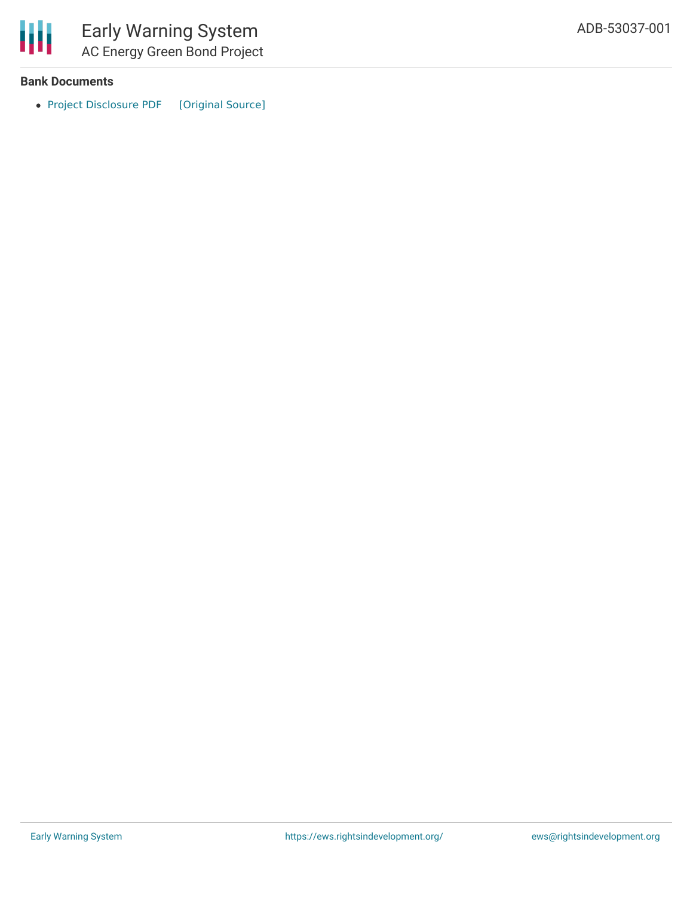**Bank Documents**

- Project Disclosure PDF [Original Source]